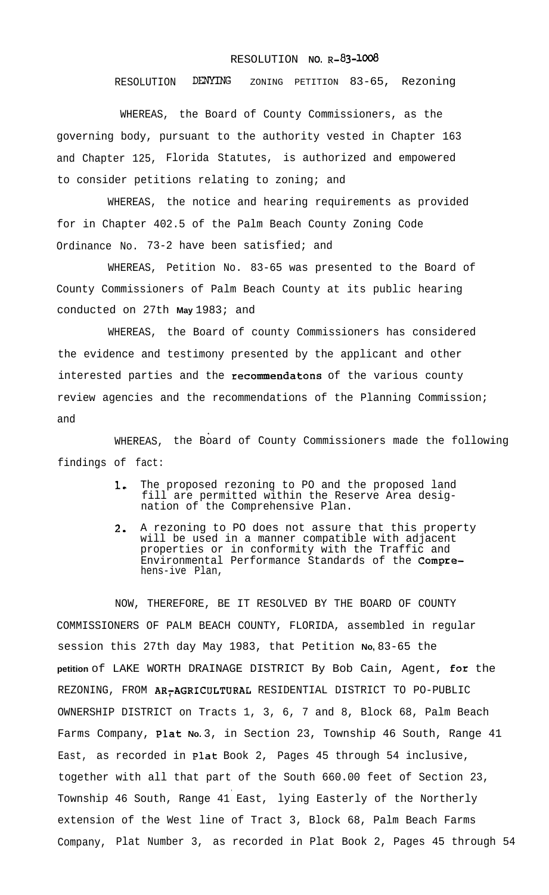# RESOLUTION NO. R-83-1008

## RESOLUTION DENYING ZONING PETITION 83-65, Rezoning

WHEREAS, the Board of County Commissioners, as the governing body, pursuant to the authority vested in Chapter 163 and Chapter 125, Florida Statutes, is authorized and empowered to consider petitions relating to zoning; and

WHEREAS, the notice and hearing requirements as provided for in Chapter 402.5 of the Palm Beach County Zoning Code Ordinance No. 73-2 have been satisfied; and

WHEREAS, Petition No. 83-65 was presented to the Board of County Commissioners of Palm Beach County at its public hearing conducted on 27th May 1983; and

WHEREAS, the Board of county Commissioners has considered the evidence and testimony presented by the applicant and other interested parties and the recommendatons of the various county review agencies and the recommendations of the Planning Commission; and

WHEREAS, the Board of County Commissioners made the following findings of fact:

1. The proposed rezoning to PO and the proposed land fill are permitted within the Reserve Area designation of the Comprehensive Plan.
2. A rezoning to PO does not assure that this property will be used in a manner compatible with adjacent properties or in conformity with the Traffic and Environmental Performance Standards of the Compre-hens-ive Plan,

NOW, THEREFORE, BE IT RESOLVED BY THE BOARD OF COUNTY COMMISSIONERS OF PALM BEACH COUNTY, FLORIDA, assembled in regular session this 27th day May 1983, that Petition No, 83-65 the petition of LAKE WORTH DRAINAGE DISTRICT By Bob Cain, Agent, for the REZONING, FROM AR-AGRICULTURAL RESIDENTIAL DISTRICT TO PO-PUBLIC OWNERSHIP DISTRICT on Tracts 1, 3, 6, 7 and 8, Block 68, Palm Beach Farms Company, Plat No. 3, in Section 23, Township 46 South, Range 41 East, as recorded in Plat Book 2, Pages 45 through 54 inclusive, together with all that part of the South 660.00 feet of Section 23, Township 46 South, Range 41 East, lying Easterly of the Northerly extension of the West line of Tract 3, Block 68, Palm Beach Farms Company, Plat Number 3, as recorded in Plat Book 2, Pages 45 through 54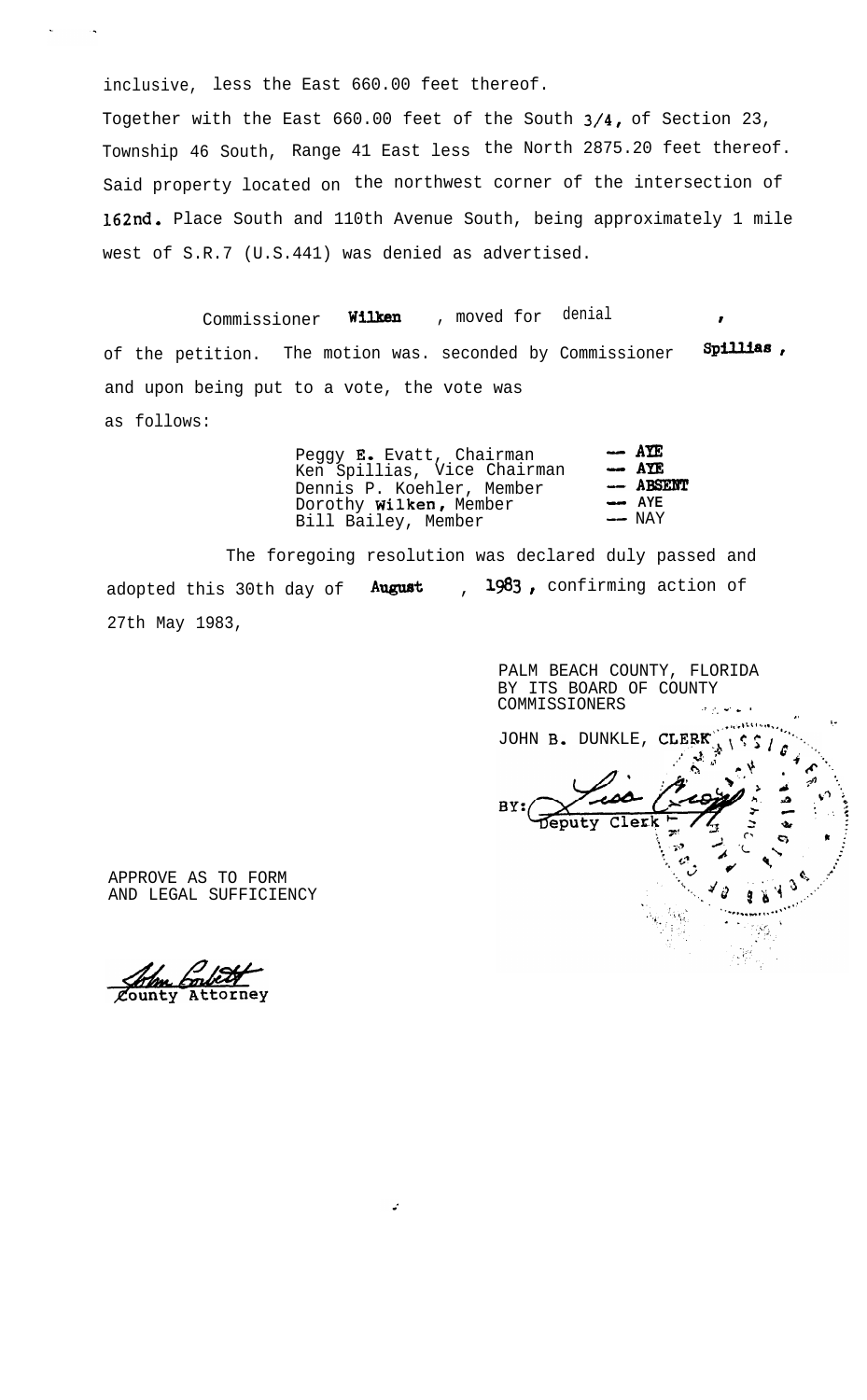inclusive, less the East 660.00 feet thereof.

Together with the East 660.00 feet of the South 3/4, of Section 23, Township 46 South, Range 41 East less the North 2875.20 feet thereof. Said property located on the northwest corner of the intersection of 162nd. Place South and 110th Avenue South, being approximately 1 mile west of S.R.7 (U.S.441) was denied as advertised.

Commissioner **Wilken**, moved for denial, of the petition. The motion was. seconded by Commissioner **Spillias**, and upon being put to a vote, the vote was as follows:

| | |
|---|---|
| Peggy E. Evatt, Chairman | -- AYE |
| Ken Spillias, Vice Chairman | -- AYE |
| Dennis P. Koehler, Member | -- ABSENT |
| Dorothy Wilken, Member | -- AYE |
| Bill Bailey, Member | -- NAY |

The foregoing resolution was declared duly passed and adopted this 30th day of **August**, 1983, confirming action of 27th May 1983,

PALM BEACH COUNTY, FLORIDA
BY ITS BOARD OF COUNTY
COMMISSIONERS

JOHN B. DUNKLE, CLERK

BY: Deputy Clerk

APPROVE AS TO FORM
AND LEGAL SUFFICIENCY

County Attorney